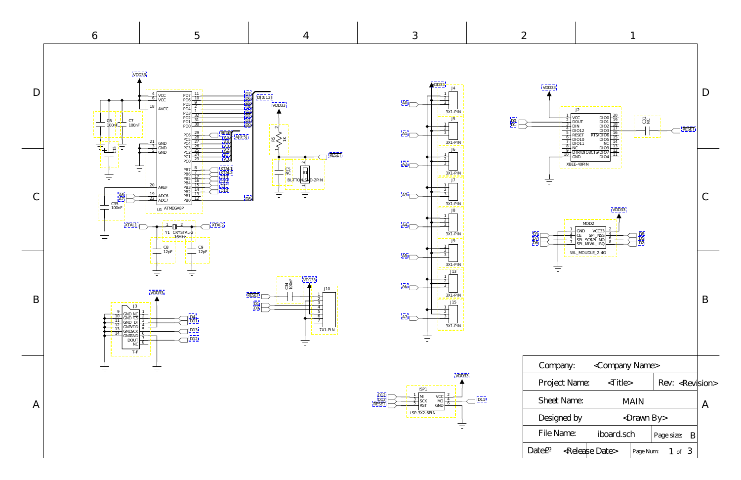| | | |
|---|---|---|
| Company: | <Company Name> | |
| Project Name: | <Title> | Rev: <Revision> |
| Sheet Name: | MAIN | |
| Designed by | <Drawn By> | |
| File Name: | iboard.sch | Page size: B |
| Date: | <Release Date> | Page Num: 1 of 3 |

U1 ATMEGA8P

VDD33

VCC, VCC, AVCC, GND, GND, GND, AREF, ADC6, ADC7

PD7, PD6, PD5, PD4, PD3, PD2, PD1, PD0

PC6, PC5, PC4, PC3, PC2, PC1, PC0

PB7, PB6, PB5, PB4, PB3, PB2, PB1, PB0

D[0:13] A[0:5] RESET XTAL1 XTAL2

C6 100nF, C7 100nF, C15, C35 100nF

Y1 CRYSTAL-2 16MHz, C8 12pF, C9 12pF

R5 1K, C5 NC, B1 BUTTON-SMD-2PIN

J3 T-F: GND, GND, GND, GND, GND, GND, NC, CS, DI, VDD, SCK, GND, DOUT, NC

C34 100nF, J10 7X1-PIN

J4, J5, J6, J7, J8, J9, J13, J15: 3X1-PIN (A0–A7)

J2 XBEE-40PIN: VCC, DOUT, DIN, DIO12, RESET, DIO10, DIO11, NC, DTR/DIO8, GND, DIO0, DIO1, DIO2, DIO3, RTS/DIO6, DIO5, NC, DIO9, CTS/DIO7, DIO4

C31 NC

MOD2 WL_MOUDLE_2.4G: GND, CE, SPI_SCK, SPI_MI, VCC33, SPI_NSS, SPI_MO, WL_IRQ

ISP1 ISP-3X2-6PIN: MI, SCK, RST, VCC, MO, GND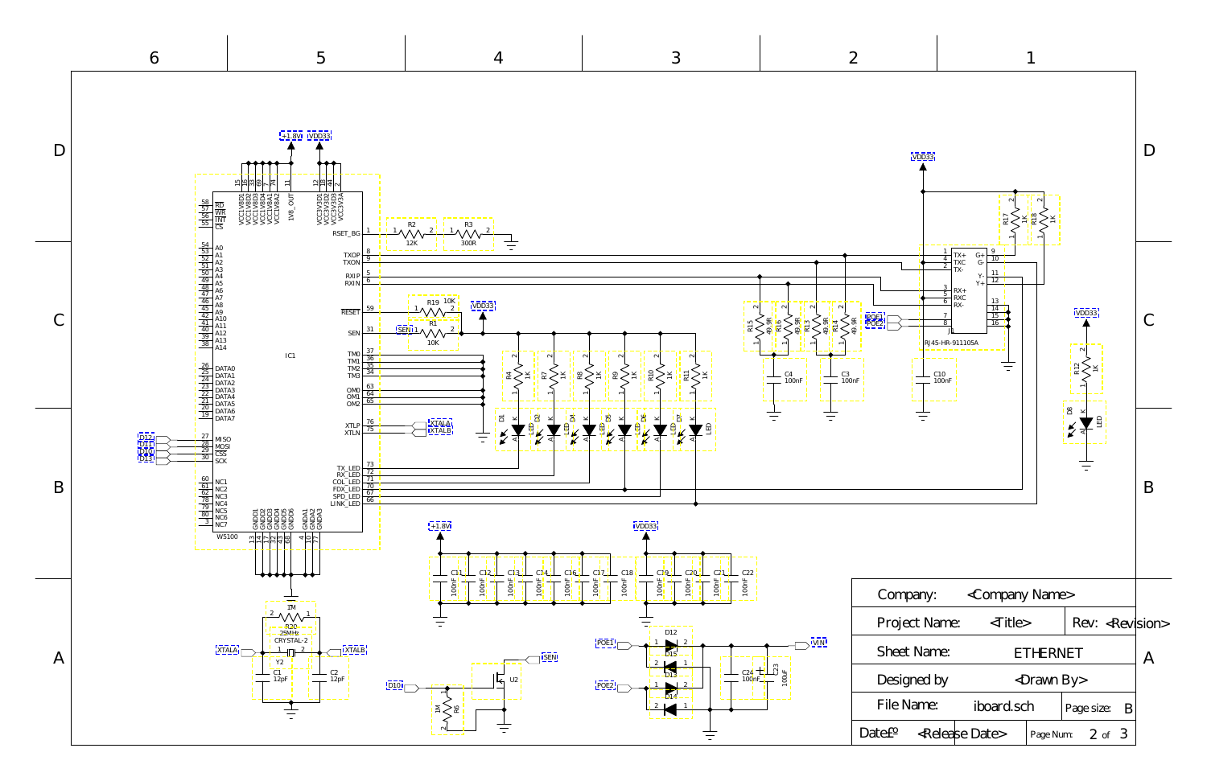| | | | |
|---|---|---|---|
| Company: | <Company Name> | | |
| Project Name: | <Title> | Rev: | <Revision> |
| Sheet Name: | ETHERNET | | |
| Designed by | <Drawn By> | | |
| File Name: | iboard.sch | Page size: | B |
| Date: | <Release Date> | Page Num: | 2 of 3 |

6 5 4 3 2 1

D C B A

+1.8V VDD33

IC1 W5100

RD WR INT CS

A0 A1 A2 A3 A4 A5 A6 A7 A8 A9 A10 A11 A12 A13 A14

DATA0 DATA1 DATA2 DATA3 DATA4 DATA5 DATA6 DATA7

MISO MOSI CSS SCK

NC1 NC2 NC3 NC4 NC5 NC6 NC7

VCC1V8D1 VCC1V8D2 VCC1V8D3 VCC1V8D4 VCC1V8A1 VCC1V8A2 1V8_OUT VCC3V3D1 VCC3V3D2 VCC3V3D3 VCC3V3A

GNDD1 GNDD2 GNDD3 GNDD4 GNDD5 GNDD6 GNDA1 GNDA2 GNDA3

RSET_BG TXOP TXON RXIP RXIN RESET SEN TM0 TM1 TM2 TM3 OM0 OM1 OM2 XTLP XTLN TX_LED RX_LED COL_LED FDX_LED SPD_LED LINK_LED

R2 12K R3 300R

R19 10K R1 10K VDD33 SEN

XTALA XTALB

R4 1K R7 1K R8 1K R9 1K R10 1K R11 1K

D1 D2 D4 D5 D6 D7 LED

R15 49.9R R16 49.9R R13 49.9R R14 49.9R

C4 100nF C3 100nF C10 100nF

POE1 POE2

J1 RJ45-HR-911105A

TX+ TXC TX- RX+ RXC RX- G+ G- Y- Y+

VDD33 R17 1K R18 1K

VDD33 R12 1K D8 LED

D12 D11 D10 D13

+1.8V C11 C12 C13 C14 C16 C17 C18 100nF

VDD33 C19 C20 C21 C22 100nF

R20 1M 25MHz CRYSTAL-2 Y2 XTALA XTALB C1 12pF C2 12pF

D10 R6 1M U2 SEN

POE1 POE2 D12 D15 D13 D14 VIN C24 100nF C23 100uF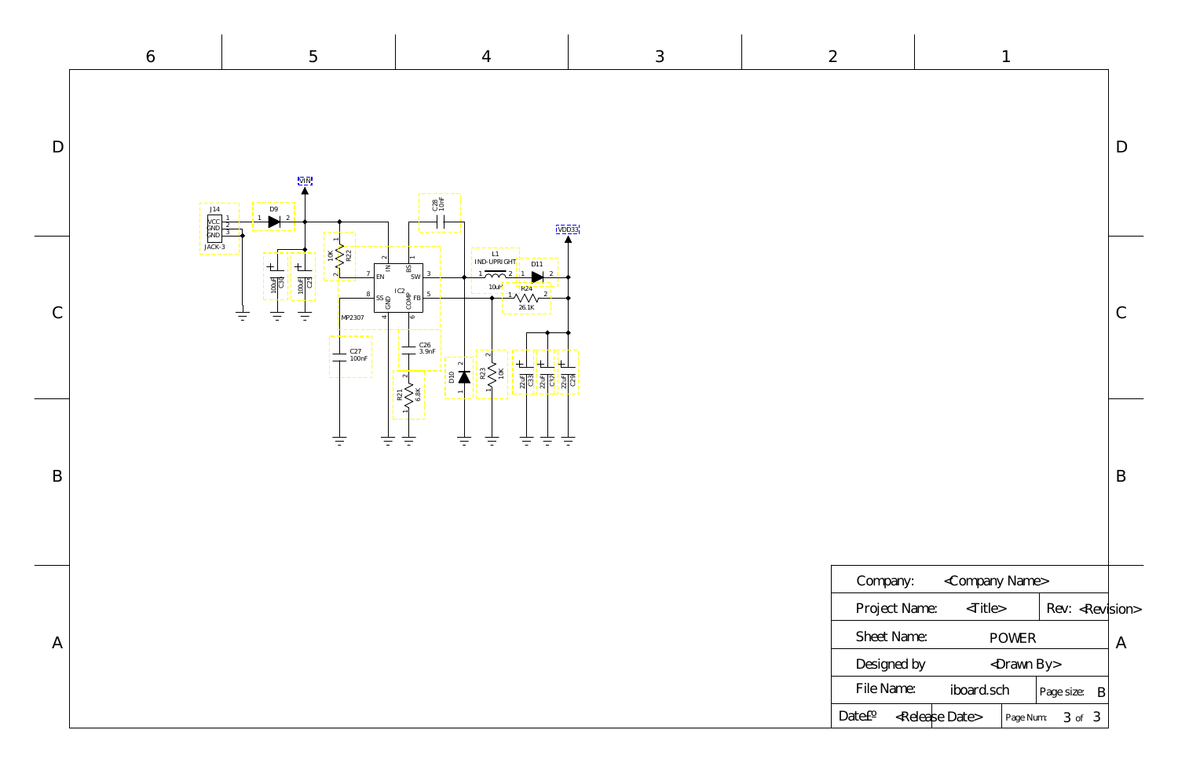6 5 4 3 2 1

D

C

B

A

VIN

J14
VCC 1
GND 2
GND 3
JACK-3

D9
1 2

100uF C30

100uF C25

10K R22
1 2

C28
10nF

IC2
2 IN
1 BS
7 EN
3 SW
8 SS
5 FB
4 GND
6 COMP
MP2307

L1
IND-UPRIGHT
1 2
10uH

D11
1 2

VDD33

R24
1 2
26.1K

C27
100nF

C26
3.9nF

R21
6.8K

D10

R23
10K

22uF C33

22uF C32

22uF C29

| | | | |
|---|---|---|---|
| Company: | <Company Name> | | |
| Project Name: | <Title> | Rev: <Revision> | |
| Sheet Name: | POWER | | |
| Designed by | <Drawn By> | | |
| File Name: | iboard.sch | Page size: | B |
| Date£º | <Release Date> | Page Num: | 3 of 3 |